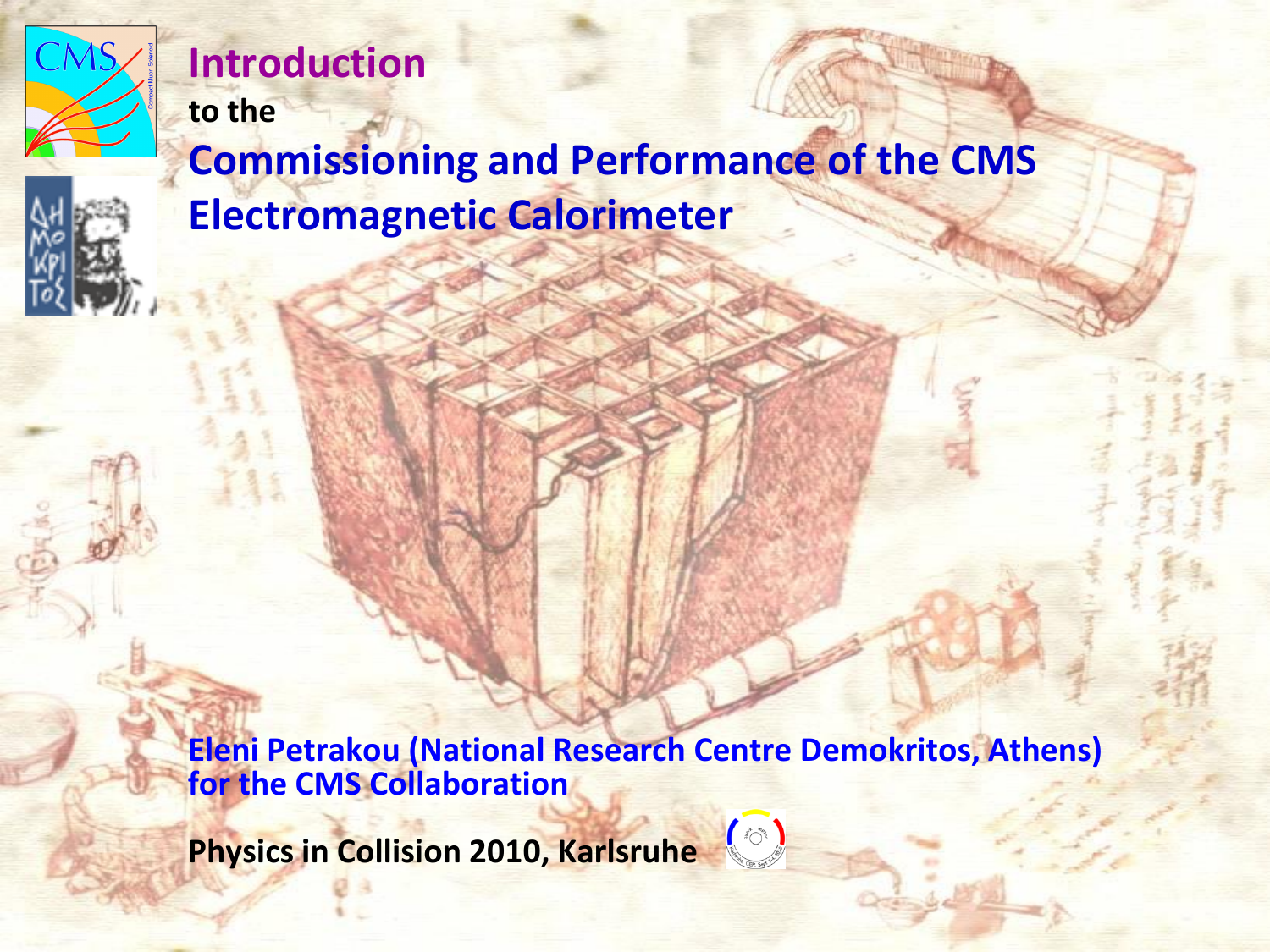# Introduction

to the

# Commissioning and Performance of the CMS Electromagnetic Calorimeter

Eleni Petrakou (National Research Centre Demokritos, Athens)
for the CMS Collaboration

**Physics in Collision 2010, Karlsruhe**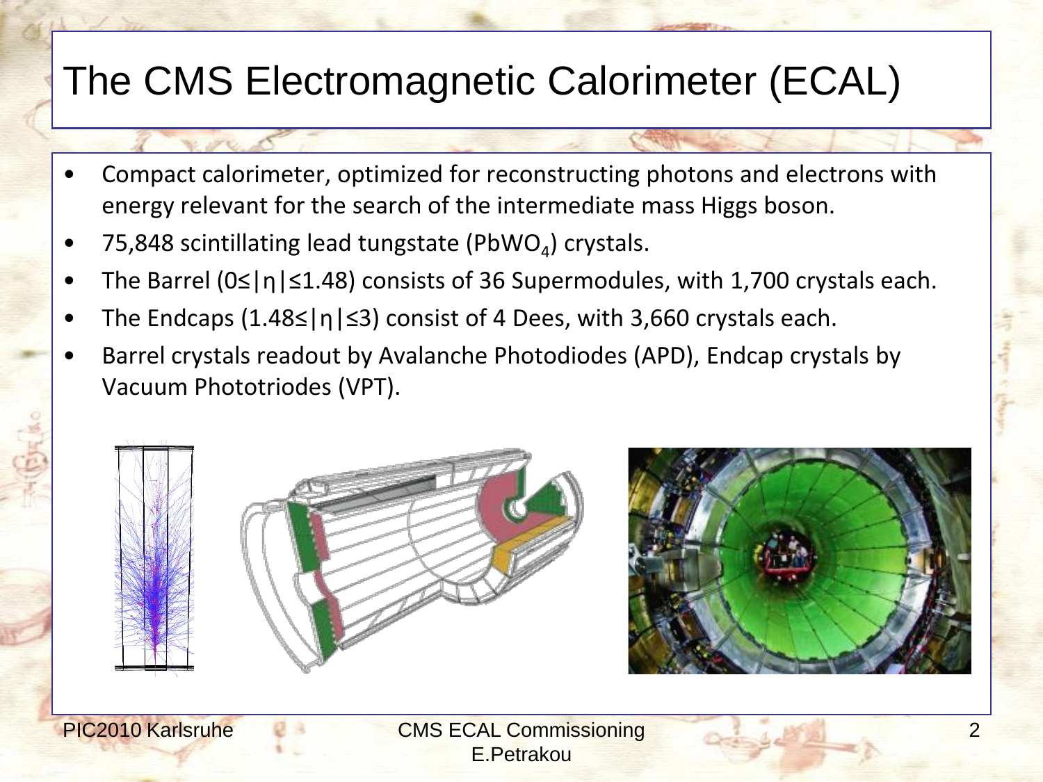# The CMS Electromagnetic Calorimeter (ECAL)

- Compact calorimeter, optimized for reconstructing photons and electrons with energy relevant for the search of the intermediate mass Higgs boson.
- 75,848 scintillating lead tungstate ($PbWO_4$) crystals.
- The Barrel ($0 \leq |\eta| \leq 1.48$) consists of 36 Supermodules, with 1,700 crystals each.
- The Endcaps ($1.48 \leq |\eta| \leq 3$) consist of 4 Dees, with 3,660 crystals each.
- Barrel crystals readout by Avalanche Photodiodes (APD), Endcap crystals by Vacuum Phototriodes (VPT).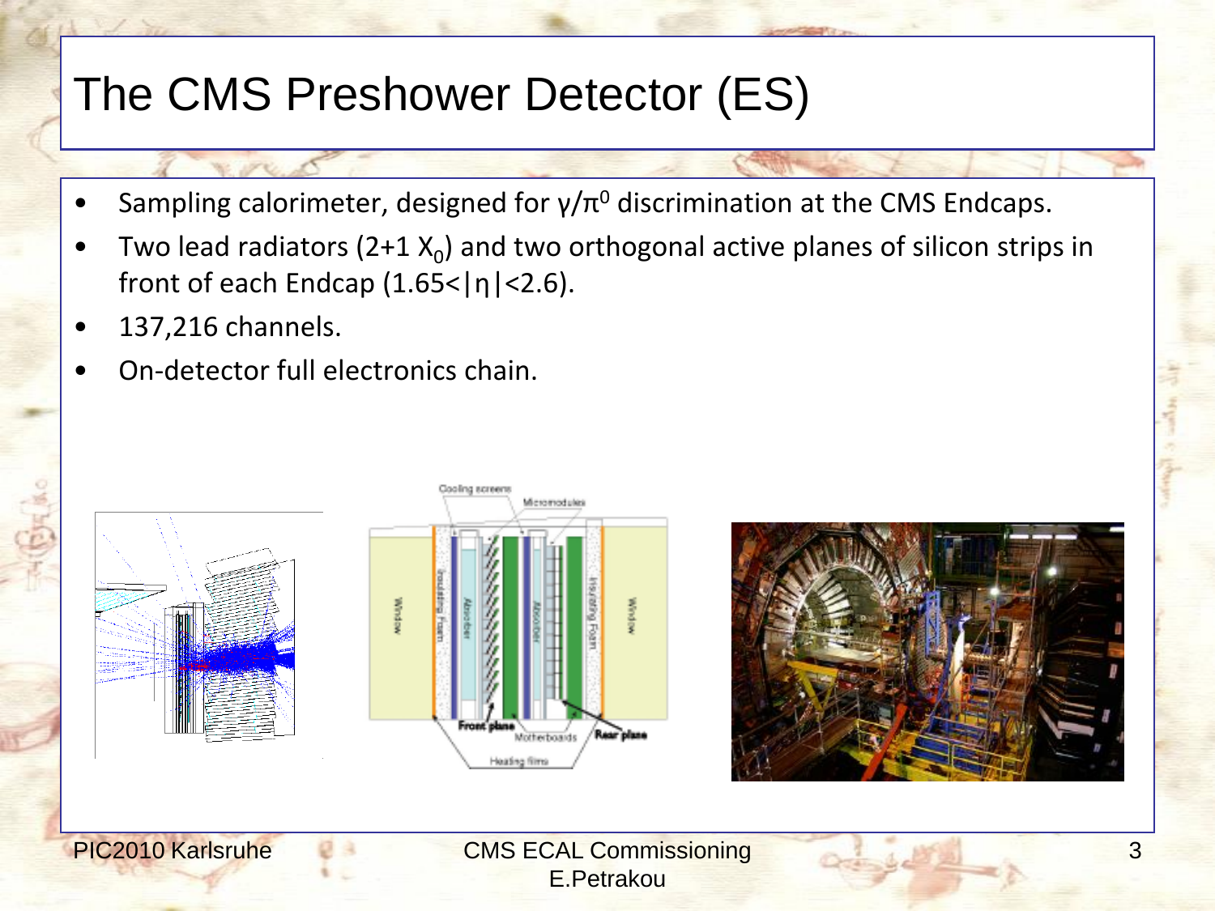# The CMS Preshower Detector (ES)

- Sampling calorimeter, designed for $\gamma/\pi^0$ discrimination at the CMS Endcaps.
- Two lead radiators (2+1 $X_0$) and two orthogonal active planes of silicon strips in front of each Endcap ($1.65<|\eta|<2.6$).
- 137,216 channels.
- On-detector full electronics chain.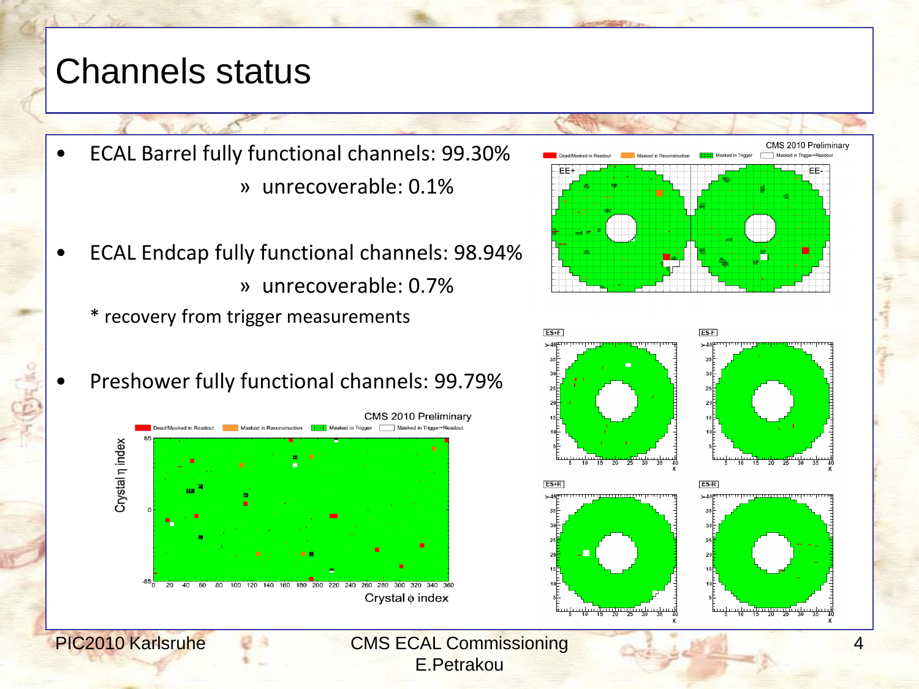# Channels status

- ECAL Barrel fully functional channels: 99.30%
  - » unrecoverable: 0.1%
- ECAL Endcap fully functional channels: 98.94%
  - » unrecoverable: 0.7%

  * recovery from trigger measurements

- Preshower fully functional channels: 99.79%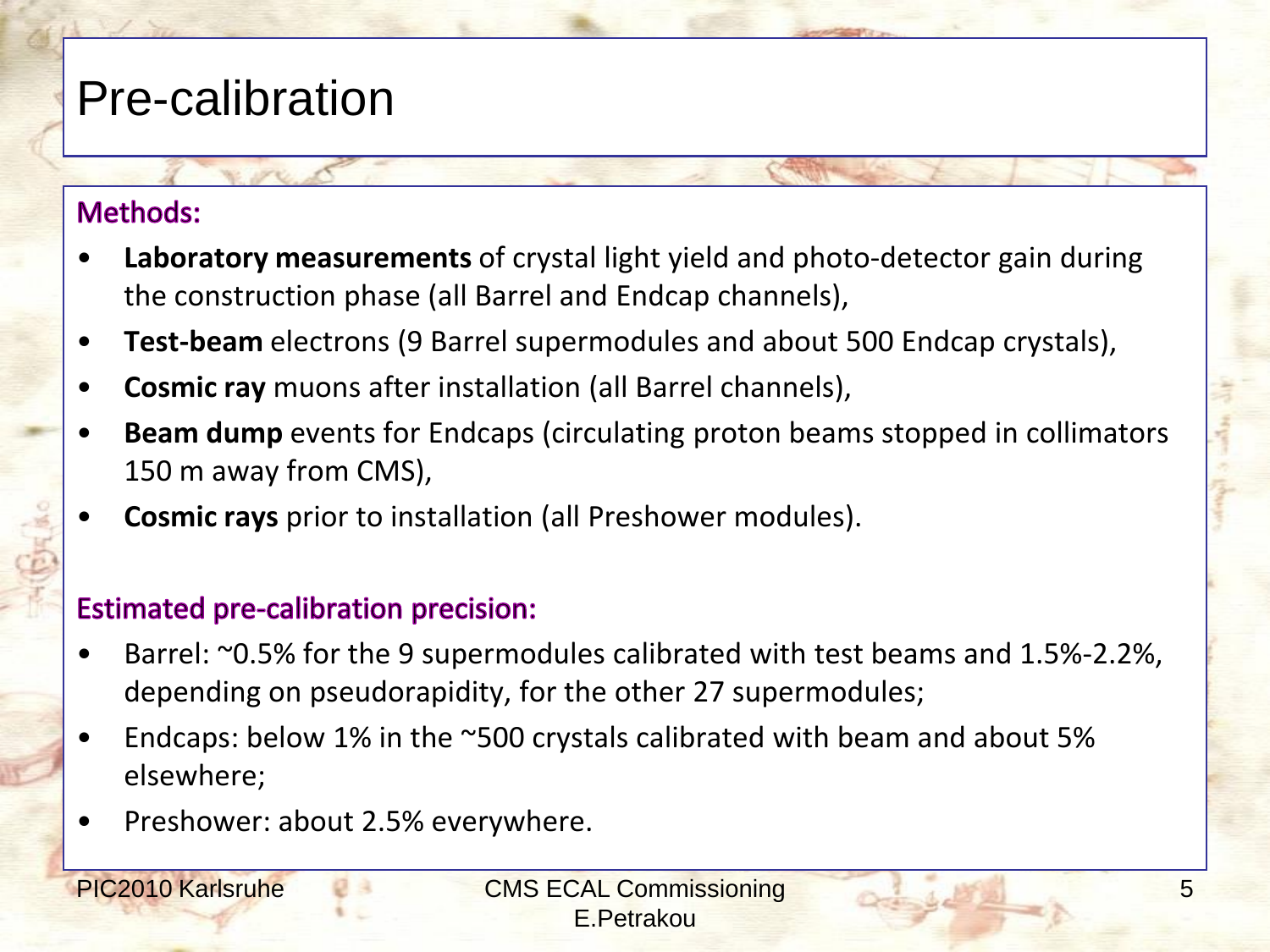# Pre-calibration

### Methods:

- **Laboratory measurements** of crystal light yield and photo-detector gain during the construction phase (all Barrel and Endcap channels),
- **Test-beam** electrons (9 Barrel supermodules and about 500 Endcap crystals),
- **Cosmic ray** muons after installation (all Barrel channels),
- **Beam dump** events for Endcaps (circulating proton beams stopped in collimators 150 m away from CMS),
- **Cosmic rays** prior to installation (all Preshower modules).

### Estimated pre-calibration precision:

- Barrel: ~0.5% for the 9 supermodules calibrated with test beams and 1.5%-2.2%, depending on pseudorapidity, for the other 27 supermodules;
- Endcaps: below 1% in the ~500 crystals calibrated with beam and about 5% elsewhere;
- Preshower: about 2.5% everywhere.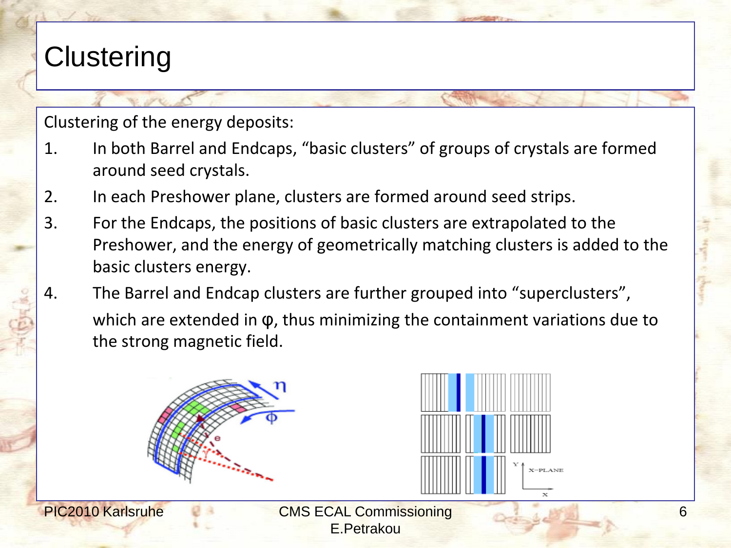# Clustering

Clustering of the energy deposits:

1. In both Barrel and Endcaps, “basic clusters” of groups of crystals are formed around seed crystals.
2. In each Preshower plane, clusters are formed around seed strips.
3. For the Endcaps, the positions of basic clusters are extrapolated to the Preshower, and the energy of geometrically matching clusters is added to the basic clusters energy.
4. The Barrel and Endcap clusters are further grouped into “superclusters”, which are extended in $\varphi$, thus minimizing the containment variations due to the strong magnetic field.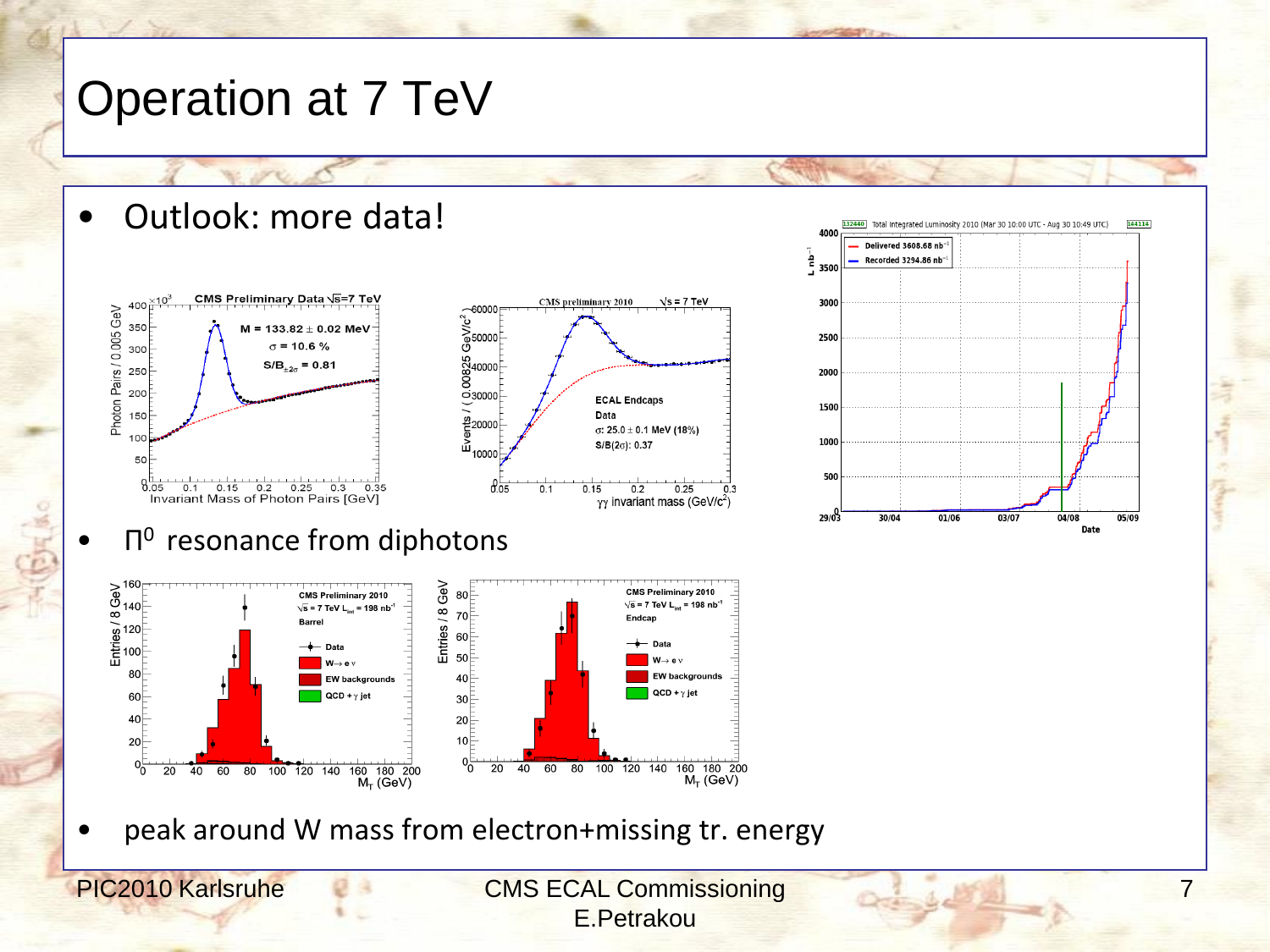# Operation at 7 TeV

- Outlook: more data!

CMS Preliminary Data $\sqrt{s}$=7 TeV

M = 133.82 ± 0.02 MeV

$\sigma$ = 10.6 %

$S/B_{\pm 2\sigma}$ = 0.81

Photon Pairs / 0.005 GeV

Invariant Mass of Photon Pairs [GeV]

CMS preliminary 2010 $\sqrt{s}$ = 7 TeV

ECAL Endcaps

Data

$\sigma$: 25.0 ± 0.1 MeV (18%)

S/B(2$\sigma$): 0.37

Events / ( 0.00825 GeV/c$^2$ )

$\gamma\gamma$ invariant mass (GeV/c$^2$)

132440 Total Integrated Luminosity 2010 (Mar 30 10:00 UTC - Aug 30 10:49 UTC) 144114

Delivered 3608.68 nb$^{-1}$

Recorded 3294.86 nb$^{-1}$

L nb$^{-1}$

Date

- $\Pi^0$ resonance from diphotons

CMS Preliminary 2010

$\sqrt{s}$ = 7 TeV $L_{int}$ = 198 nb$^{-1}$

Barrel

Data

W→ e ν

EW backgrounds

QCD + $\gamma$ jet

Entries / 8 GeV

$M_T$ (GeV)

CMS Preliminary 2010

$\sqrt{s}$ = 7 TeV $L_{int}$ = 198 nb$^{-1}$

Endcap

Data

W→ e ν

EW backgrounds

QCD + $\gamma$ jet

Entries / 8 GeV

$M_T$ (GeV)

- peak around W mass from electron+missing tr. energy